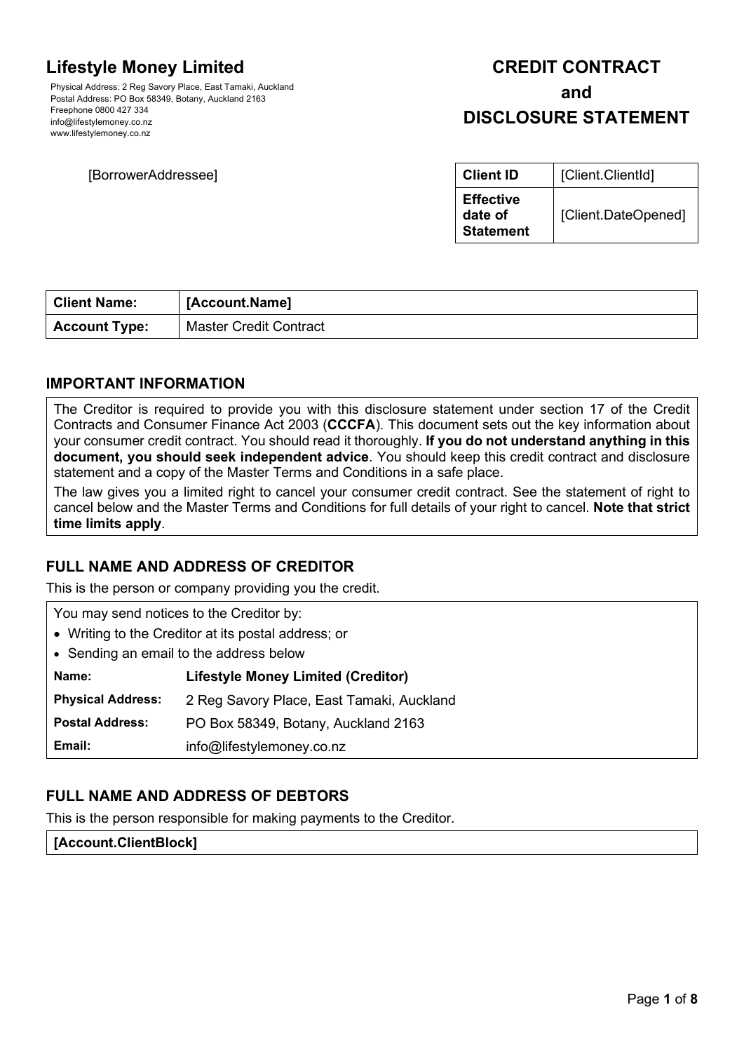# Lifestyle Money Limited

Physical Address: 2 Reg Savory Place, East Tamaki, Auckland
Postal Address: PO Box 58349, Botany, Auckland 2163
Freephone 0800 427 334
info@lifestylemoney.co.nz
www.lifestylemoney.co.nz

# CREDIT CONTRACT and DISCLOSURE STATEMENT

[BorrowerAddressee]

| **Client ID** | [Client.ClientId] |
|---|---|
| **Effective date of Statement** | [Client.DateOpened] |

| **Client Name:** | **[Account.Name]** |
|---|---|
| **Account Type:** | Master Credit Contract |

## IMPORTANT INFORMATION

The Creditor is required to provide you with this disclosure statement under section 17 of the Credit Contracts and Consumer Finance Act 2003 (**CCCFA**). This document sets out the key information about your consumer credit contract. You should read it thoroughly. **If you do not understand anything in this document, you should seek independent advice**. You should keep this credit contract and disclosure statement and a copy of the Master Terms and Conditions in a safe place.

The law gives you a limited right to cancel your consumer credit contract. See the statement of right to cancel below and the Master Terms and Conditions for full details of your right to cancel. **Note that strict time limits apply**.

## FULL NAME AND ADDRESS OF CREDITOR

This is the person or company providing you the credit.

You may send notices to the Creditor by:

- Writing to the Creditor at its postal address; or
- Sending an email to the address below

| **Name:** | **Lifestyle Money Limited (Creditor)** |
|---|---|
| **Physical Address:** | 2 Reg Savory Place, East Tamaki, Auckland |
| **Postal Address:** | PO Box 58349, Botany, Auckland 2163 |
| **Email:** | info@lifestylemoney.co.nz |

## FULL NAME AND ADDRESS OF DEBTORS

This is the person responsible for making payments to the Creditor.

**[Account.ClientBlock]**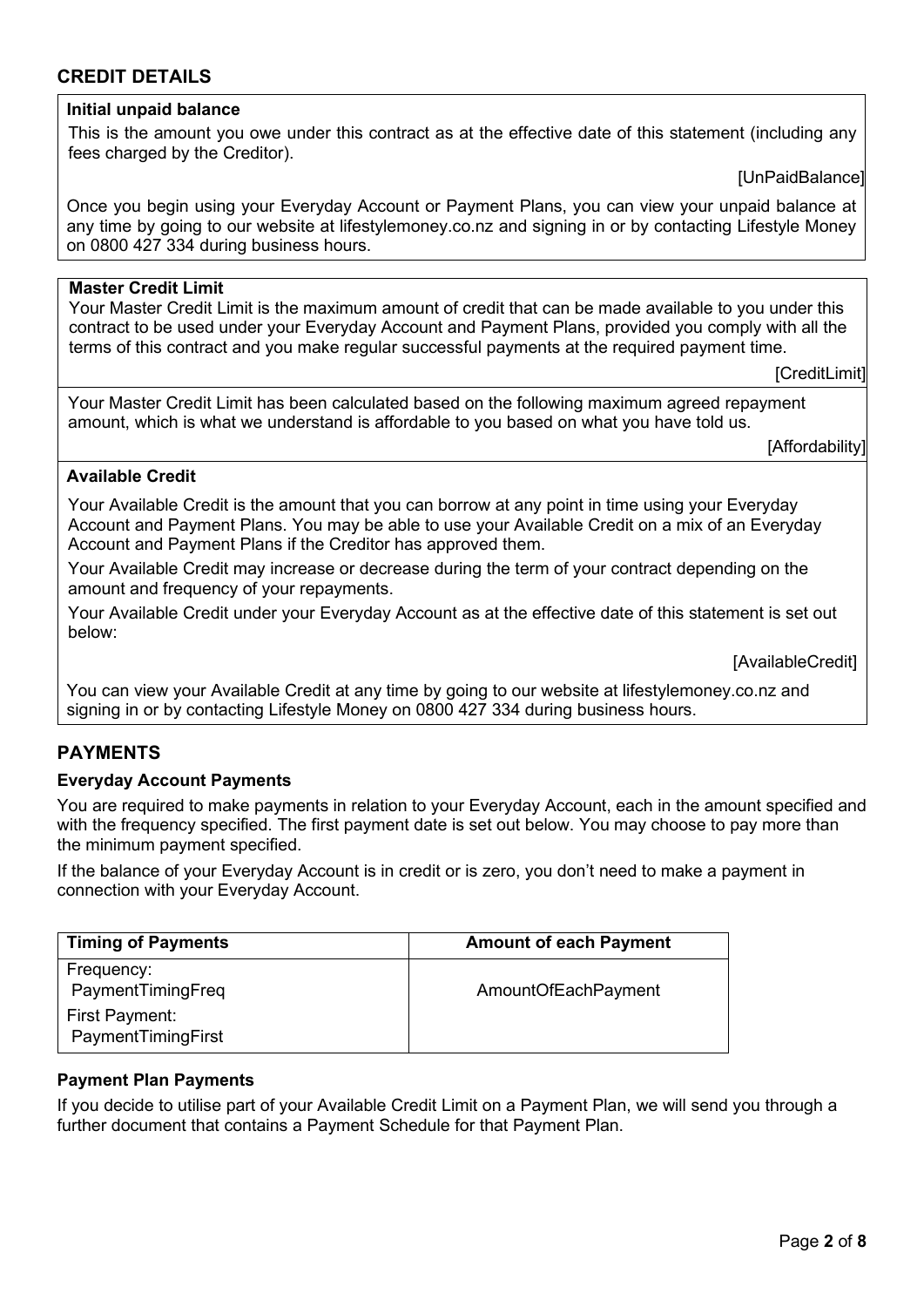## CREDIT DETAILS

**Initial unpaid balance**

This is the amount you owe under this contract as at the effective date of this statement (including any fees charged by the Creditor).

[UnPaidBalance]

Once you begin using your Everyday Account or Payment Plans, you can view your unpaid balance at any time by going to our website at lifestylemoney.co.nz and signing in or by contacting Lifestyle Money on 0800 427 334 during business hours.

**Master Credit Limit**

Your Master Credit Limit is the maximum amount of credit that can be made available to you under this contract to be used under your Everyday Account and Payment Plans, provided you comply with all the terms of this contract and you make regular successful payments at the required payment time.

[CreditLimit]

Your Master Credit Limit has been calculated based on the following maximum agreed repayment amount, which is what we understand is affordable to you based on what you have told us.

[Affordability]

**Available Credit**

Your Available Credit is the amount that you can borrow at any point in time using your Everyday Account and Payment Plans. You may be able to use your Available Credit on a mix of an Everyday Account and Payment Plans if the Creditor has approved them.

Your Available Credit may increase or decrease during the term of your contract depending on the amount and frequency of your repayments.

Your Available Credit under your Everyday Account as at the effective date of this statement is set out below:

[AvailableCredit]

You can view your Available Credit at any time by going to our website at lifestylemoney.co.nz and signing in or by contacting Lifestyle Money on 0800 427 334 during business hours.

## PAYMENTS

### Everyday Account Payments

You are required to make payments in relation to your Everyday Account, each in the amount specified and with the frequency specified. The first payment date is set out below. You may choose to pay more than the minimum payment specified.

If the balance of your Everyday Account is in credit or is zero, you don't need to make a payment in connection with your Everyday Account.

| Timing of Payments | Amount of each Payment |
|---|---|
| Frequency: PaymentTimingFreq<br>First Payment: PaymentTimingFirst | AmountOfEachPayment |

### Payment Plan Payments

If you decide to utilise part of your Available Credit Limit on a Payment Plan, we will send you through a further document that contains a Payment Schedule for that Payment Plan.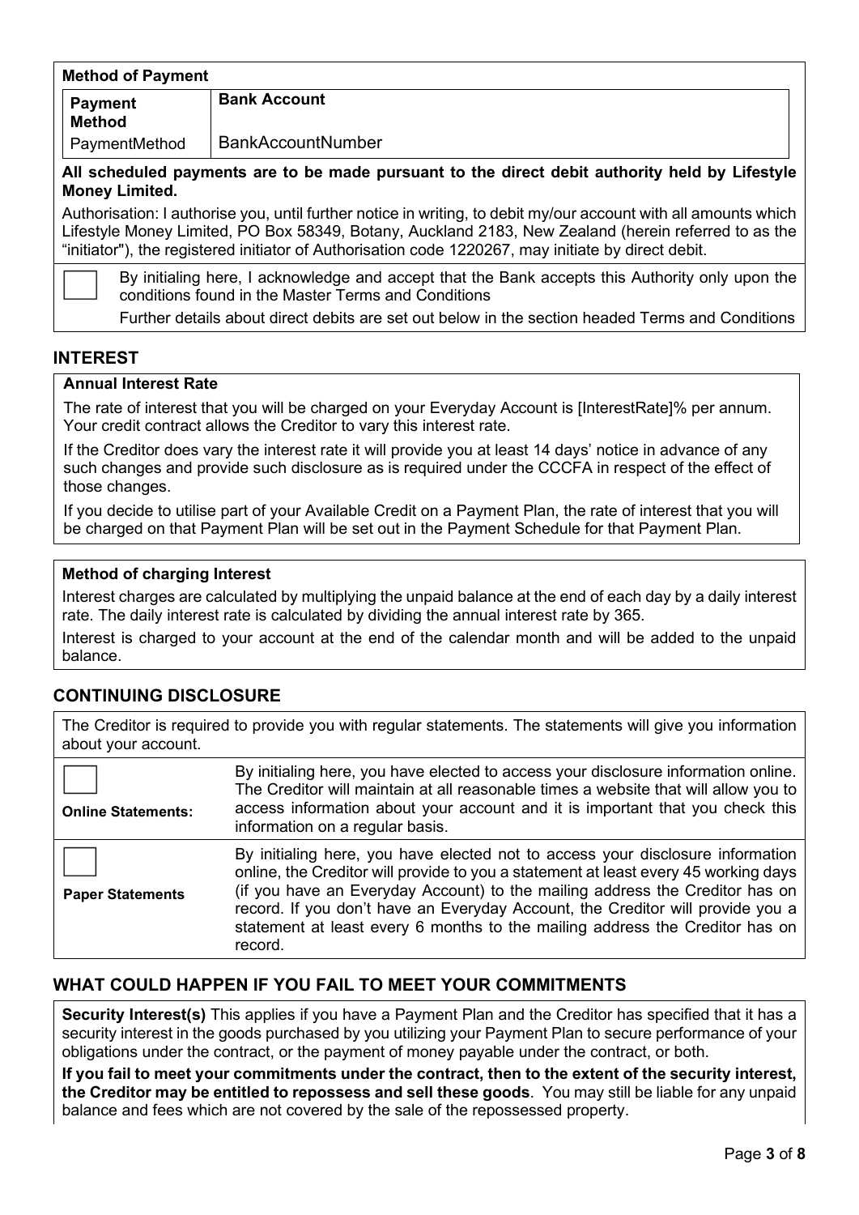**Method of Payment**

| Payment Method | Bank Account |
| --- | --- |
| PaymentMethod | BankAccountNumber |

**All scheduled payments are to be made pursuant to the direct debit authority held by Lifestyle Money Limited.**

Authorisation: I authorise you, until further notice in writing, to debit my/our account with all amounts which Lifestyle Money Limited, PO Box 58349, Botany, Auckland 2183, New Zealand (herein referred to as the "initiator"), the registered initiator of Authorisation code 1220267, may initiate by direct debit.

☐ By initialing here, I acknowledge and accept that the Bank accepts this Authority only upon the conditions found in the Master Terms and Conditions

Further details about direct debits are set out below in the section headed Terms and Conditions

## INTEREST

**Annual Interest Rate**

The rate of interest that you will be charged on your Everyday Account is [InterestRate]% per annum. Your credit contract allows the Creditor to vary this interest rate.

If the Creditor does vary the interest rate it will provide you at least 14 days' notice in advance of any such changes and provide such disclosure as is required under the CCCFA in respect of the effect of those changes.

If you decide to utilise part of your Available Credit on a Payment Plan, the rate of interest that you will be charged on that Payment Plan will be set out in the Payment Schedule for that Payment Plan.

**Method of charging Interest**

Interest charges are calculated by multiplying the unpaid balance at the end of each day by a daily interest rate. The daily interest rate is calculated by dividing the annual interest rate by 365.

Interest is charged to your account at the end of the calendar month and will be added to the unpaid balance.

## CONTINUING DISCLOSURE

The Creditor is required to provide you with regular statements. The statements will give you information about your account.

| | |
| --- | --- |
| ☐ **Online Statements:** | By initialing here, you have elected to access your disclosure information online. The Creditor will maintain at all reasonable times a website that will allow you to access information about your account and it is important that you check this information on a regular basis. |
| ☐ **Paper Statements** | By initialing here, you have elected not to access your disclosure information online, the Creditor will provide to you a statement at least every 45 working days (if you have an Everyday Account) to the mailing address the Creditor has on record. If you don't have an Everyday Account, the Creditor will provide you a statement at least every 6 months to the mailing address the Creditor has on record. |

## WHAT COULD HAPPEN IF YOU FAIL TO MEET YOUR COMMITMENTS

**Security Interest(s)** This applies if you have a Payment Plan and the Creditor has specified that it has a security interest in the goods purchased by you utilizing your Payment Plan to secure performance of your obligations under the contract, or the payment of money payable under the contract, or both.

**If you fail to meet your commitments under the contract, then to the extent of the security interest, the Creditor may be entitled to repossess and sell these goods**. You may still be liable for any unpaid balance and fees which are not covered by the sale of the repossessed property.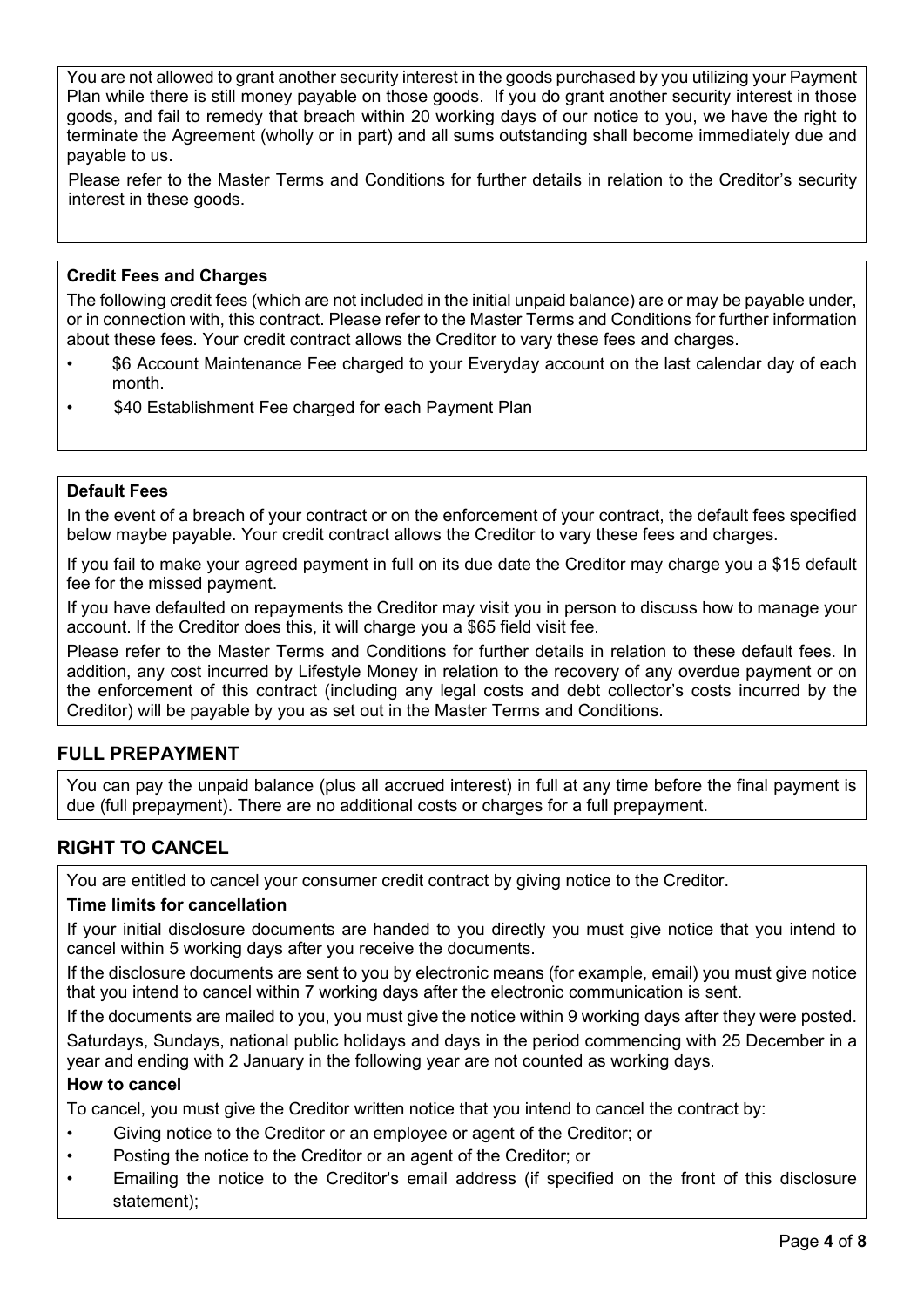You are not allowed to grant another security interest in the goods purchased by you utilizing your Payment Plan while there is still money payable on those goods. If you do grant another security interest in those goods, and fail to remedy that breach within 20 working days of our notice to you, we have the right to terminate the Agreement (wholly or in part) and all sums outstanding shall become immediately due and payable to us.

Please refer to the Master Terms and Conditions for further details in relation to the Creditor's security interest in these goods.

**Credit Fees and Charges**

The following credit fees (which are not included in the initial unpaid balance) are or may be payable under, or in connection with, this contract. Please refer to the Master Terms and Conditions for further information about these fees. Your credit contract allows the Creditor to vary these fees and charges.

- $6 Account Maintenance Fee charged to your Everyday account on the last calendar day of each month.
- $40 Establishment Fee charged for each Payment Plan

**Default Fees**

In the event of a breach of your contract or on the enforcement of your contract, the default fees specified below maybe payable. Your credit contract allows the Creditor to vary these fees and charges.

If you fail to make your agreed payment in full on its due date the Creditor may charge you a $15 default fee for the missed payment.

If you have defaulted on repayments the Creditor may visit you in person to discuss how to manage your account. If the Creditor does this, it will charge you a $65 field visit fee.

Please refer to the Master Terms and Conditions for further details in relation to these default fees. In addition, any cost incurred by Lifestyle Money in relation to the recovery of any overdue payment or on the enforcement of this contract (including any legal costs and debt collector's costs incurred by the Creditor) will be payable by you as set out in the Master Terms and Conditions.

## FULL PREPAYMENT

You can pay the unpaid balance (plus all accrued interest) in full at any time before the final payment is due (full prepayment). There are no additional costs or charges for a full prepayment.

## RIGHT TO CANCEL

You are entitled to cancel your consumer credit contract by giving notice to the Creditor.

**Time limits for cancellation**

If your initial disclosure documents are handed to you directly you must give notice that you intend to cancel within 5 working days after you receive the documents.

If the disclosure documents are sent to you by electronic means (for example, email) you must give notice that you intend to cancel within 7 working days after the electronic communication is sent.

If the documents are mailed to you, you must give the notice within 9 working days after they were posted.

Saturdays, Sundays, national public holidays and days in the period commencing with 25 December in a year and ending with 2 January in the following year are not counted as working days.

**How to cancel**

To cancel, you must give the Creditor written notice that you intend to cancel the contract by:

- Giving notice to the Creditor or an employee or agent of the Creditor; or
- Posting the notice to the Creditor or an agent of the Creditor; or
- Emailing the notice to the Creditor's email address (if specified on the front of this disclosure statement);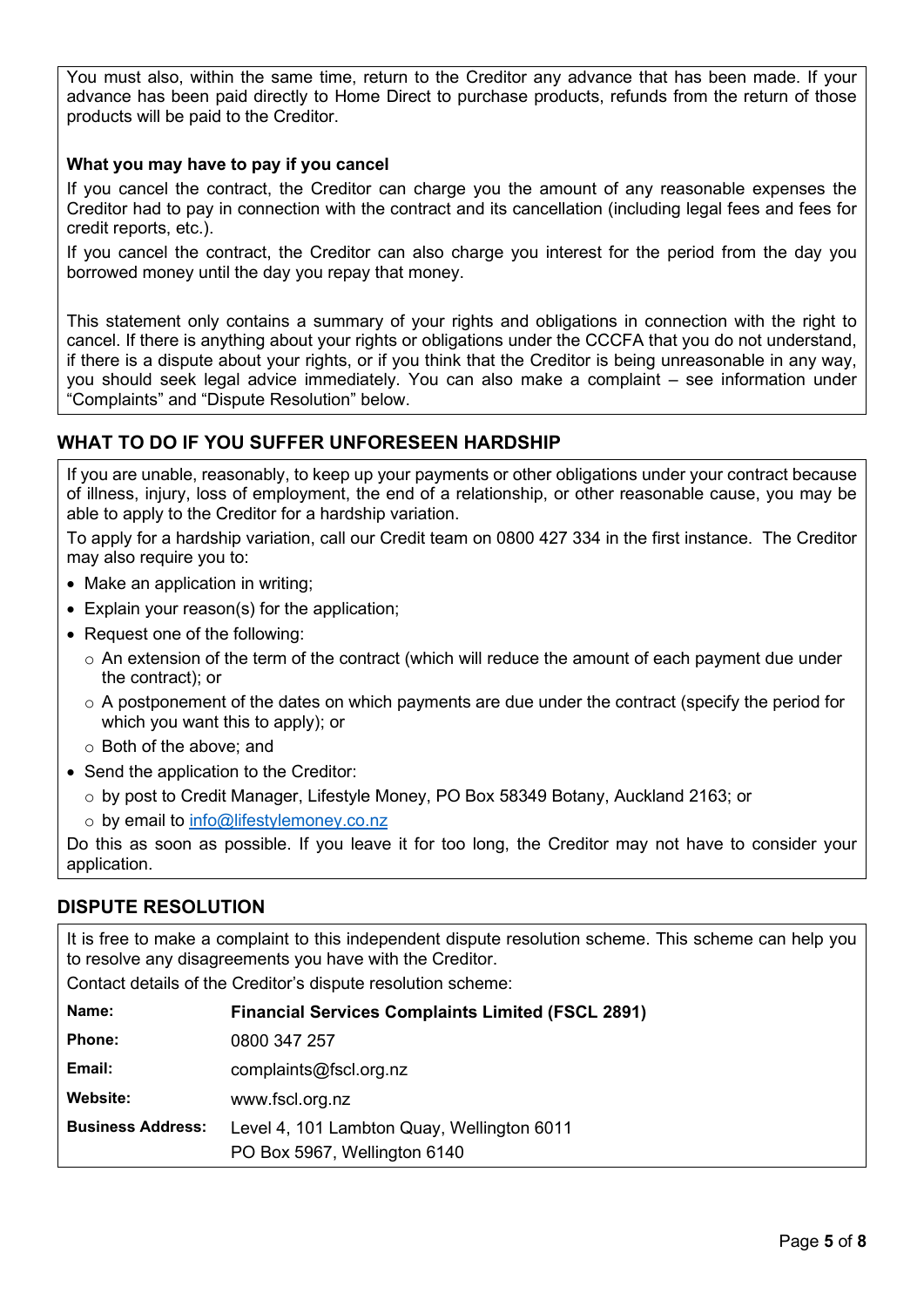You must also, within the same time, return to the Creditor any advance that has been made. If your advance has been paid directly to Home Direct to purchase products, refunds from the return of those products will be paid to the Creditor.

**What you may have to pay if you cancel**

If you cancel the contract, the Creditor can charge you the amount of any reasonable expenses the Creditor had to pay in connection with the contract and its cancellation (including legal fees and fees for credit reports, etc.).

If you cancel the contract, the Creditor can also charge you interest for the period from the day you borrowed money until the day you repay that money.

This statement only contains a summary of your rights and obligations in connection with the right to cancel. If there is anything about your rights or obligations under the CCCFA that you do not understand, if there is a dispute about your rights, or if you think that the Creditor is being unreasonable in any way, you should seek legal advice immediately. You can also make a complaint – see information under "Complaints" and "Dispute Resolution" below.

## WHAT TO DO IF YOU SUFFER UNFORESEEN HARDSHIP

If you are unable, reasonably, to keep up your payments or other obligations under your contract because of illness, injury, loss of employment, the end of a relationship, or other reasonable cause, you may be able to apply to the Creditor for a hardship variation.

To apply for a hardship variation, call our Credit team on 0800 427 334 in the first instance. The Creditor may also require you to:

- Make an application in writing;
- Explain your reason(s) for the application;
- Request one of the following:
  - An extension of the term of the contract (which will reduce the amount of each payment due under the contract); or
  - A postponement of the dates on which payments are due under the contract (specify the period for which you want this to apply); or
  - Both of the above; and
- Send the application to the Creditor:
  - by post to Credit Manager, Lifestyle Money, PO Box 58349 Botany, Auckland 2163; or
  - by email to info@lifestylemoney.co.nz

Do this as soon as possible. If you leave it for too long, the Creditor may not have to consider your application.

## DISPUTE RESOLUTION

It is free to make a complaint to this independent dispute resolution scheme. This scheme can help you to resolve any disagreements you have with the Creditor.

Contact details of the Creditor's dispute resolution scheme:

| | |
|---|---|
| **Name:** | **Financial Services Complaints Limited (FSCL 2891)** |
| **Phone:** | 0800 347 257 |
| **Email:** | complaints@fscl.org.nz |
| **Website:** | www.fscl.org.nz |
| **Business Address:** | Level 4, 101 Lambton Quay, Wellington 6011<br>PO Box 5967, Wellington 6140 |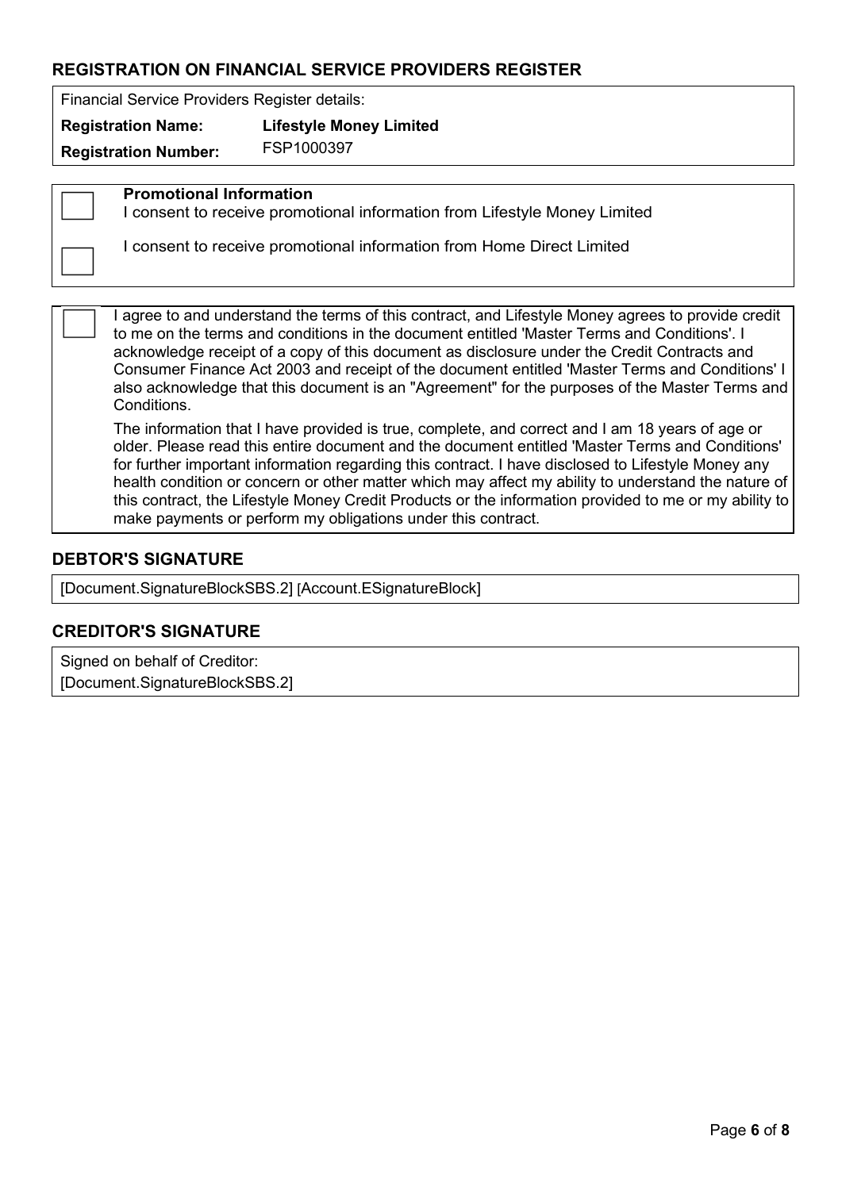## REGISTRATION ON FINANCIAL SERVICE PROVIDERS REGISTER

Financial Service Providers Register details:

**Registration Name:** **Lifestyle Money Limited**

**Registration Number:** FSP1000397

☐ **Promotional Information**
I consent to receive promotional information from Lifestyle Money Limited

☐ I consent to receive promotional information from Home Direct Limited

☐ I agree to and understand the terms of this contract, and Lifestyle Money agrees to provide credit to me on the terms and conditions in the document entitled 'Master Terms and Conditions'. I acknowledge receipt of a copy of this document as disclosure under the Credit Contracts and Consumer Finance Act 2003 and receipt of the document entitled 'Master Terms and Conditions' I also acknowledge that this document is an "Agreement" for the purposes of the Master Terms and Conditions.

The information that I have provided is true, complete, and correct and I am 18 years of age or older. Please read this entire document and the document entitled 'Master Terms and Conditions' for further important information regarding this contract. I have disclosed to Lifestyle Money any health condition or concern or other matter which may affect my ability to understand the nature of this contract, the Lifestyle Money Credit Products or the information provided to me or my ability to make payments or perform my obligations under this contract.

## DEBTOR'S SIGNATURE

[Document.SignatureBlockSBS.2] [Account.ESignatureBlock]

## CREDITOR'S SIGNATURE

Signed on behalf of Creditor:
[Document.SignatureBlockSBS.2]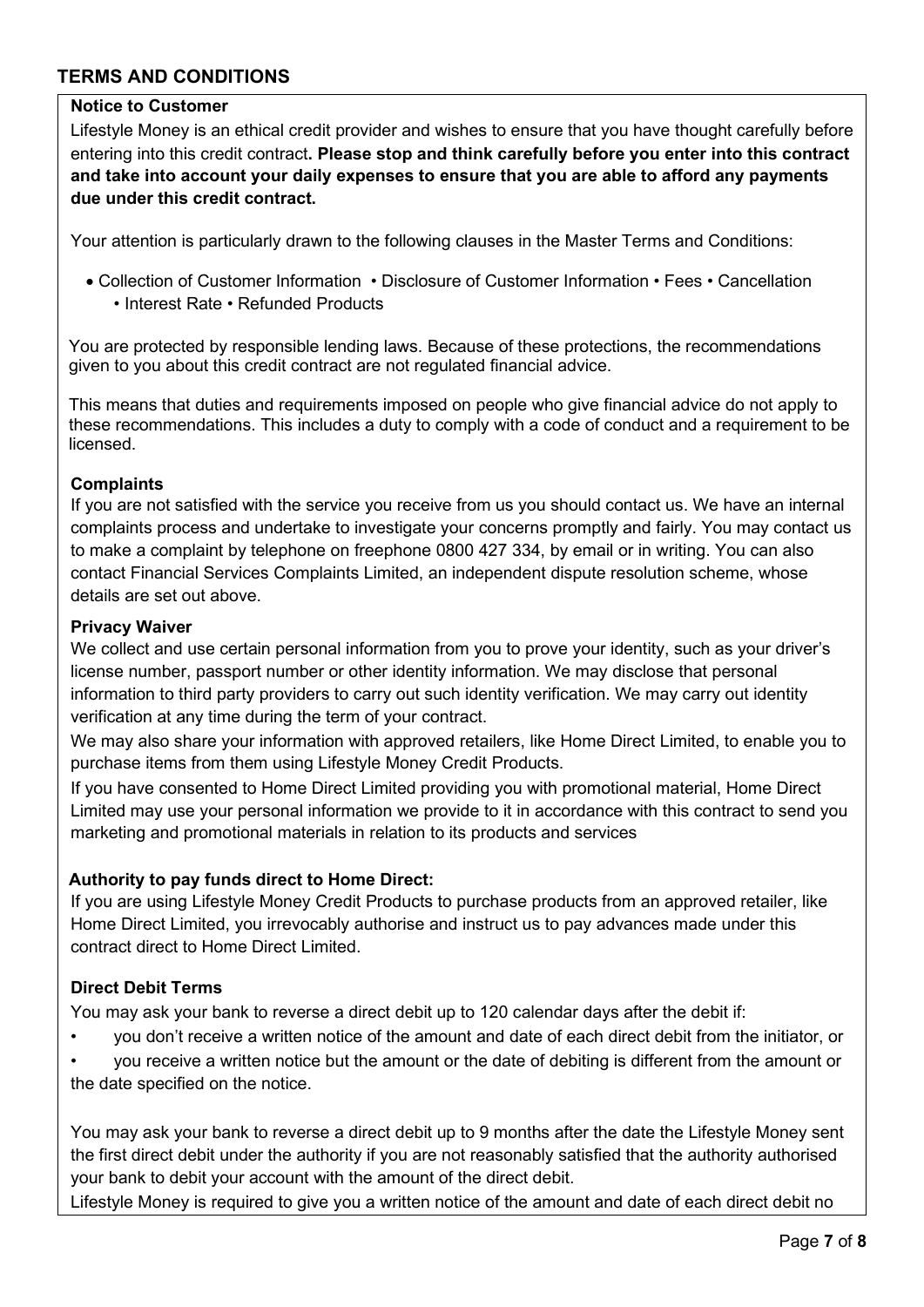## TERMS AND CONDITIONS

### Notice to Customer

Lifestyle Money is an ethical credit provider and wishes to ensure that you have thought carefully before entering into this credit contract. **Please stop and think carefully before you enter into this contract and take into account your daily expenses to ensure that you are able to afford any payments due under this credit contract.**

Your attention is particularly drawn to the following clauses in the Master Terms and Conditions:

- Collection of Customer Information • Disclosure of Customer Information • Fees • Cancellation • Interest Rate • Refunded Products

You are protected by responsible lending laws. Because of these protections, the recommendations given to you about this credit contract are not regulated financial advice.

This means that duties and requirements imposed on people who give financial advice do not apply to these recommendations. This includes a duty to comply with a code of conduct and a requirement to be licensed.

### Complaints

If you are not satisfied with the service you receive from us you should contact us. We have an internal complaints process and undertake to investigate your concerns promptly and fairly. You may contact us to make a complaint by telephone on freephone 0800 427 334, by email or in writing. You can also contact Financial Services Complaints Limited, an independent dispute resolution scheme, whose details are set out above.

### Privacy Waiver

We collect and use certain personal information from you to prove your identity, such as your driver's license number, passport number or other identity information. We may disclose that personal information to third party providers to carry out such identity verification. We may carry out identity verification at any time during the term of your contract.

We may also share your information with approved retailers, like Home Direct Limited, to enable you to purchase items from them using Lifestyle Money Credit Products.

If you have consented to Home Direct Limited providing you with promotional material, Home Direct Limited may use your personal information we provide to it in accordance with this contract to send you marketing and promotional materials in relation to its products and services

### Authority to pay funds direct to Home Direct:

If you are using Lifestyle Money Credit Products to purchase products from an approved retailer, like Home Direct Limited, you irrevocably authorise and instruct us to pay advances made under this contract direct to Home Direct Limited.

### Direct Debit Terms

You may ask your bank to reverse a direct debit up to 120 calendar days after the debit if:

- you don't receive a written notice of the amount and date of each direct debit from the initiator, or
- you receive a written notice but the amount or the date of debiting is different from the amount or the date specified on the notice.

You may ask your bank to reverse a direct debit up to 9 months after the date the Lifestyle Money sent the first direct debit under the authority if you are not reasonably satisfied that the authority authorised your bank to debit your account with the amount of the direct debit.

Lifestyle Money is required to give you a written notice of the amount and date of each direct debit no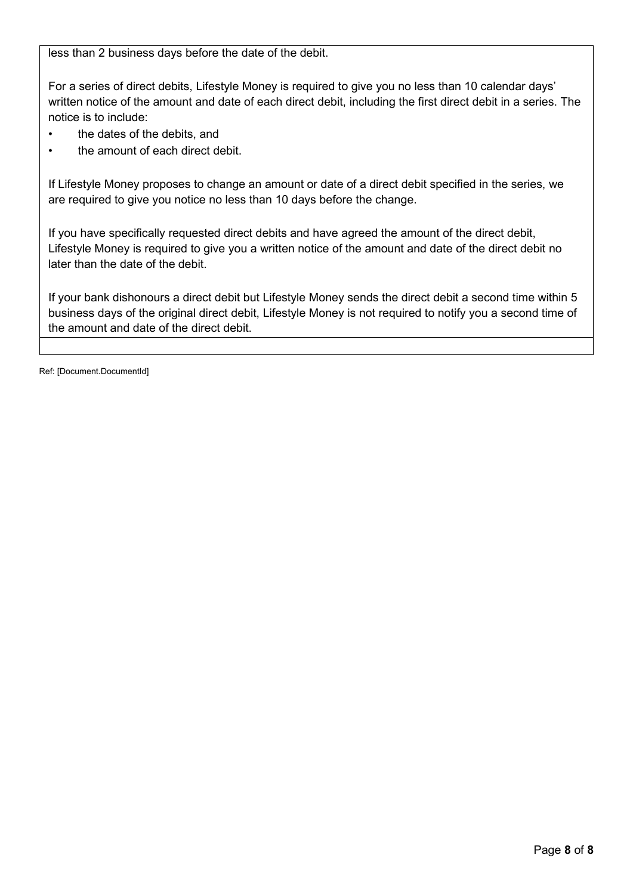less than 2 business days before the date of the debit.

For a series of direct debits, Lifestyle Money is required to give you no less than 10 calendar days' written notice of the amount and date of each direct debit, including the first direct debit in a series. The notice is to include:

- the dates of the debits, and
- the amount of each direct debit.

If Lifestyle Money proposes to change an amount or date of a direct debit specified in the series, we are required to give you notice no less than 10 days before the change.

If you have specifically requested direct debits and have agreed the amount of the direct debit, Lifestyle Money is required to give you a written notice of the amount and date of the direct debit no later than the date of the debit.

If your bank dishonours a direct debit but Lifestyle Money sends the direct debit a second time within 5 business days of the original direct debit, Lifestyle Money is not required to notify you a second time of the amount and date of the direct debit.

Ref: [Document.DocumentId]